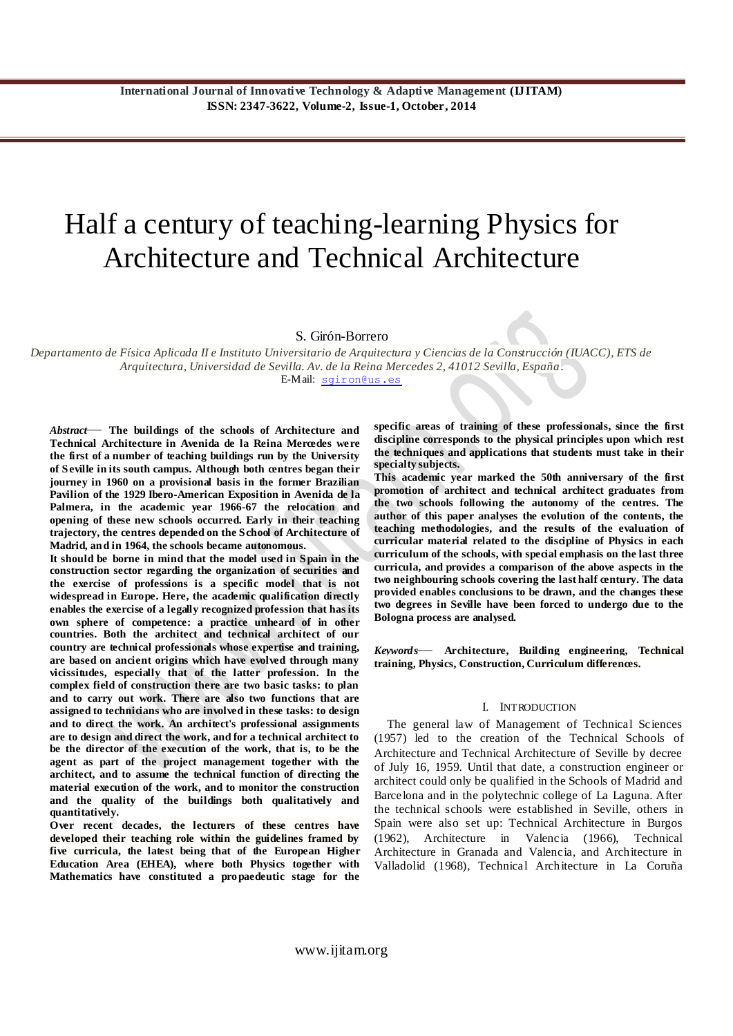# Half a century of teaching-learning Physics for Architecture and Technical Architecture

S. Girón-Borrero

*Departamento de Física Aplicada II e Instituto Universitario de Arquitectura y Ciencias de la Construcción (IUACC), ETS de Arquitectura, Universidad de Sevilla. Av. de la Reina Mercedes 2, 41012 Sevilla, España.*
E-Mail: sgiron@us.es

***Abstract*— The buildings of the schools of Architecture and Technical Architecture in Avenida de la Reina Mercedes were the first of a number of teaching buildings run by the University of Seville in its south campus. Although both centres began their journey in 1960 on a provisional basis in the former Brazilian Pavilion of the 1929 Ibero-American Exposition in Avenida de la Palmera, in the academic year 1966-67 the relocation and opening of these new schools occurred. Early in their teaching trajectory, the centres depended on the School of Architecture of Madrid, and in 1964, the schools became autonomous.**

**It should be borne in mind that the model used in Spain in the construction sector regarding the organization of securities and the exercise of professions is a specific model that is not widespread in Europe. Here, the academic qualification directly enables the exercise of a legally recognized profession that has its own sphere of competence: a practice unheard of in other countries. Both the architect and technical architect of our country are technical professionals whose expertise and training, are based on ancient origins which have evolved through many vicissitudes, especially that of the latter profession. In the complex field of construction there are two basic tasks: to plan and to carry out work. There are also two functions that are assigned to technicians who are involved in these tasks: to design and to direct the work. An architect's professional assignments are to design and direct the work, and for a technical architect to be the director of the execution of the work, that is, to be the agent as part of the project management together with the architect, and to assume the technical function of directing the material execution of the work, and to monitor the construction and the quality of the buildings both qualitatively and quantitatively.**

**Over recent decades, the lecturers of these centres have developed their teaching role within the guidelines framed by five curricula, the latest being that of the European Higher Education Area (EHEA), where both Physics together with Mathematics have constituted a propaedeutic stage for the specific areas of training of these professionals, since the first discipline corresponds to the physical principles upon which rest the techniques and applications that students must take in their specialty subjects.**

**This academic year marked the 50th anniversary of the first promotion of architect and technical architect graduates from the two schools following the autonomy of the centres. The author of this paper analyses the evolution of the contents, the teaching methodologies, and the results of the evaluation of curricular material related to the discipline of Physics in each curriculum of the schools, with special emphasis on the last three curricula, and provides a comparison of the above aspects in the two neighbouring schools covering the last half century. The data provided enables conclusions to be drawn, and the changes these two degrees in Seville have been forced to undergo due to the Bologna process are analysed.**

***Keywords*— Architecture, Building engineering, Technical training, Physics, Construction, Curriculum differences.**

## I. INTRODUCTION

The general law of Management of Technical Sciences (1957) led to the creation of the Technical Schools of Architecture and Technical Architecture of Seville by decree of July 16, 1959. Until that date, a construction engineer or architect could only be qualified in the Schools of Madrid and Barcelona and in the polytechnic college of La Laguna. After the technical schools were established in Seville, others in Spain were also set up: Technical Architecture in Burgos (1962), Architecture in Valencia (1966), Technical Architecture in Granada and Valencia, and Architecture in Valladolid (1968), Technical Architecture in La Coruña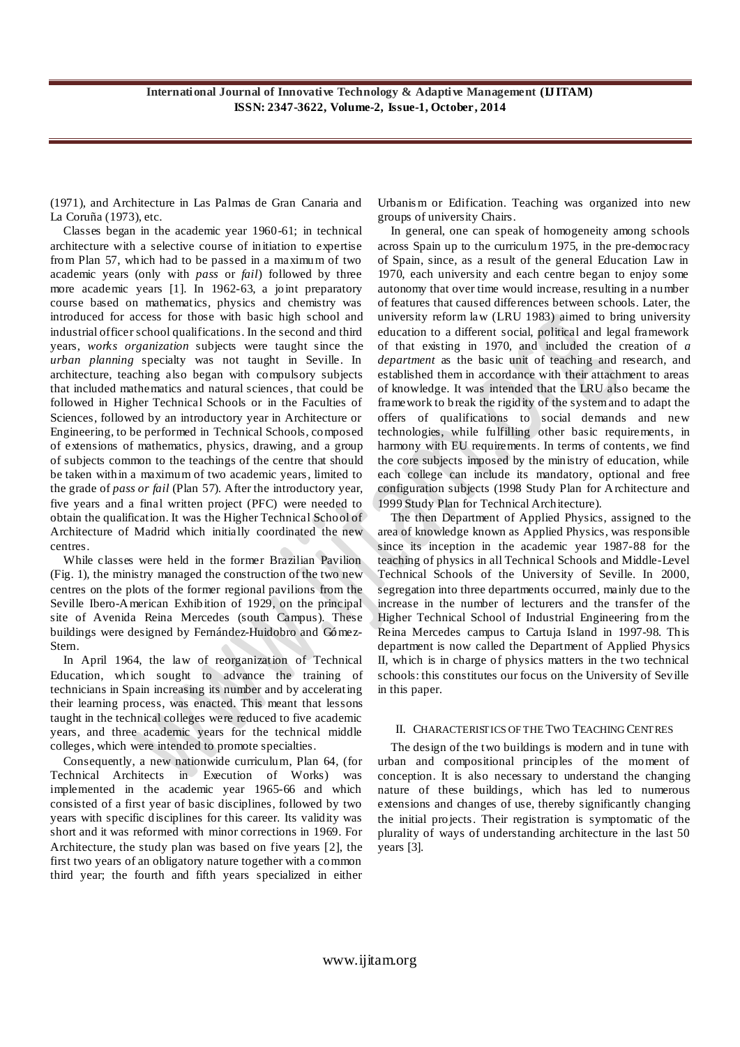(1971), and Architecture in Las Palmas de Gran Canaria and La Coruña (1973), etc.

Classes began in the academic year 1960-61; in technical architecture with a selective course of initiation to expertise from Plan 57, which had to be passed in a maximum of two academic years (only with *pass* or *fail*) followed by three more academic years [1]. In 1962-63, a joint preparatory course based on mathematics, physics and chemistry was introduced for access for those with basic high school and industrial officer school qualifications. In the second and third years, *works organization* subjects were taught since the *urban planning* specialty was not taught in Seville. In architecture, teaching also began with compulsory subjects that included mathematics and natural sciences, that could be followed in Higher Technical Schools or in the Faculties of Sciences, followed by an introductory year in Architecture or Engineering, to be performed in Technical Schools, composed of extensions of mathematics, physics, drawing, and a group of subjects common to the teachings of the centre that should be taken within a maximum of two academic years, limited to the grade of *pass or fail* (Plan 57). After the introductory year, five years and a final written project (PFC) were needed to obtain the qualification. It was the Higher Technical School of Architecture of Madrid which initially coordinated the new centres.

While classes were held in the former Brazilian Pavilion (Fig. 1), the ministry managed the construction of the two new centres on the plots of the former regional pavilions from the Seville Ibero-American Exhibition of 1929, on the principal site of Avenida Reina Mercedes (south Campus). These buildings were designed by Fernández-Huidobro and Gómez-Stern.

In April 1964, the law of reorganization of Technical Education, which sought to advance the training of technicians in Spain increasing its number and by accelerating their learning process, was enacted. This meant that lessons taught in the technical colleges were reduced to five academic years, and three academic years for the technical middle colleges, which were intended to promote specialties.

Consequently, a new nationwide curriculum, Plan 64, (for Technical Architects in Execution of Works) was implemented in the academic year 1965-66 and which consisted of a first year of basic disciplines, followed by two years with specific disciplines for this career. Its validity was short and it was reformed with minor corrections in 1969. For Architecture, the study plan was based on five years [2], the first two years of an obligatory nature together with a common third year; the fourth and fifth years specialized in either Urbanism or Edification. Teaching was organized into new groups of university Chairs.

In general, one can speak of homogeneity among schools across Spain up to the curriculum 1975, in the pre-democracy of Spain, since, as a result of the general Education Law in 1970, each university and each centre began to enjoy some autonomy that over time would increase, resulting in a number of features that caused differences between schools. Later, the university reform law (LRU 1983) aimed to bring university education to a different social, political and legal framework of that existing in 1970, and included the creation of *a department* as the basic unit of teaching and research, and established them in accordance with their attachment to areas of knowledge. It was intended that the LRU also became the framework to break the rigidity of the system and to adapt the offers of qualifications to social demands and new technologies, while fulfilling other basic requirements, in harmony with EU requirements. In terms of contents, we find the core subjects imposed by the ministry of education, while each college can include its mandatory, optional and free configuration subjects (1998 Study Plan for Architecture and 1999 Study Plan for Technical Architecture).

The then Department of Applied Physics, assigned to the area of knowledge known as Applied Physics, was responsible since its inception in the academic year 1987-88 for the teaching of physics in all Technical Schools and Middle-Level Technical Schools of the University of Seville. In 2000, segregation into three departments occurred, mainly due to the increase in the number of lecturers and the transfer of the Higher Technical School of Industrial Engineering from the Reina Mercedes campus to Cartuja Island in 1997-98. This department is now called the Department of Applied Physics II, which is in charge of physics matters in the two technical schools: this constitutes our focus on the University of Seville in this paper.

## II. Characteristics of the Two Teaching Centres

The design of the two buildings is modern and in tune with urban and compositional principles of the moment of conception. It is also necessary to understand the changing nature of these buildings, which has led to numerous extensions and changes of use, thereby significantly changing the initial projects. Their registration is symptomatic of the plurality of ways of understanding architecture in the last 50 years [3].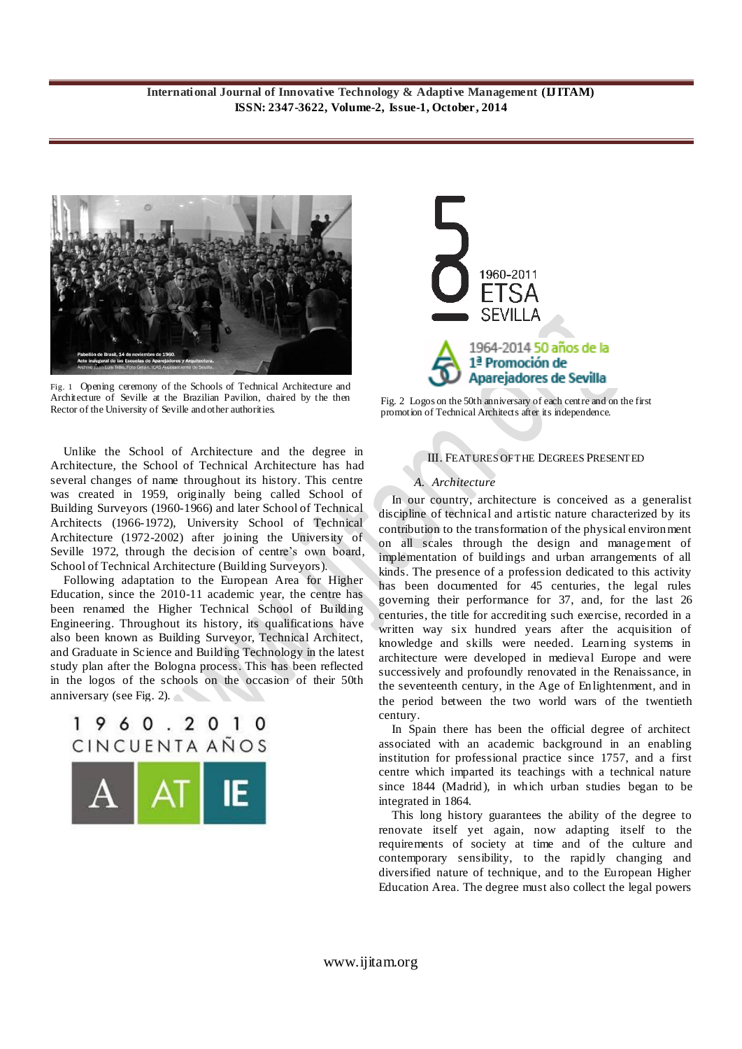Fig. 1 Opening ceremony of the Schools of Technical Architecture and Architecture of Seville at the Brazilian Pavilion, chaired by the then Rector of the University of Seville and other authorities.

Unlike the School of Architecture and the degree in Architecture, the School of Technical Architecture has had several changes of name throughout its history. This centre was created in 1959, originally being called School of Building Surveyors (1960-1966) and later School of Technical Architects (1966-1972), University School of Technical Architecture (1972-2002) after joining the University of Seville 1972, through the decision of centre's own board, School of Technical Architecture (Building Surveyors).

Following adaptation to the European Area for Higher Education, since the 2010-11 academic year, the centre has been renamed the Higher Technical School of Building Engineering. Throughout its history, its qualifications have also been known as Building Surveyor, Technical Architect, and Graduate in Science and Building Technology in the latest study plan after the Bologna process. This has been reflected in the logos of the schools on the occasion of their 50th anniversary (see Fig. 2).

Fig. 2 Logos on the 50th anniversary of each centre and on the first promotion of Technical Architects after its independence.

## III. Features of the Degrees Presented

### A. Architecture

In our country, architecture is conceived as a generalist discipline of technical and artistic nature characterized by its contribution to the transformation of the physical environment on all scales through the design and management of implementation of buildings and urban arrangements of all kinds. The presence of a profession dedicated to this activity has been documented for 45 centuries, the legal rules governing their performance for 37, and, for the last 26 centuries, the title for accrediting such exercise, recorded in a written way six hundred years after the acquisition of knowledge and skills were needed. Learning systems in architecture were developed in medieval Europe and were successively and profoundly renovated in the Renaissance, in the seventeenth century, in the Age of Enlightenment, and in the period between the two world wars of the twentieth century.

In Spain there has been the official degree of architect associated with an academic background in an enabling institution for professional practice since 1757, and a first centre which imparted its teachings with a technical nature since 1844 (Madrid), in which urban studies began to be integrated in 1864.

This long history guarantees the ability of the degree to renovate itself yet again, now adapting itself to the requirements of society at time and of the culture and contemporary sensibility, to the rapidly changing and diversified nature of technique, and to the European Higher Education Area. The degree must also collect the legal powers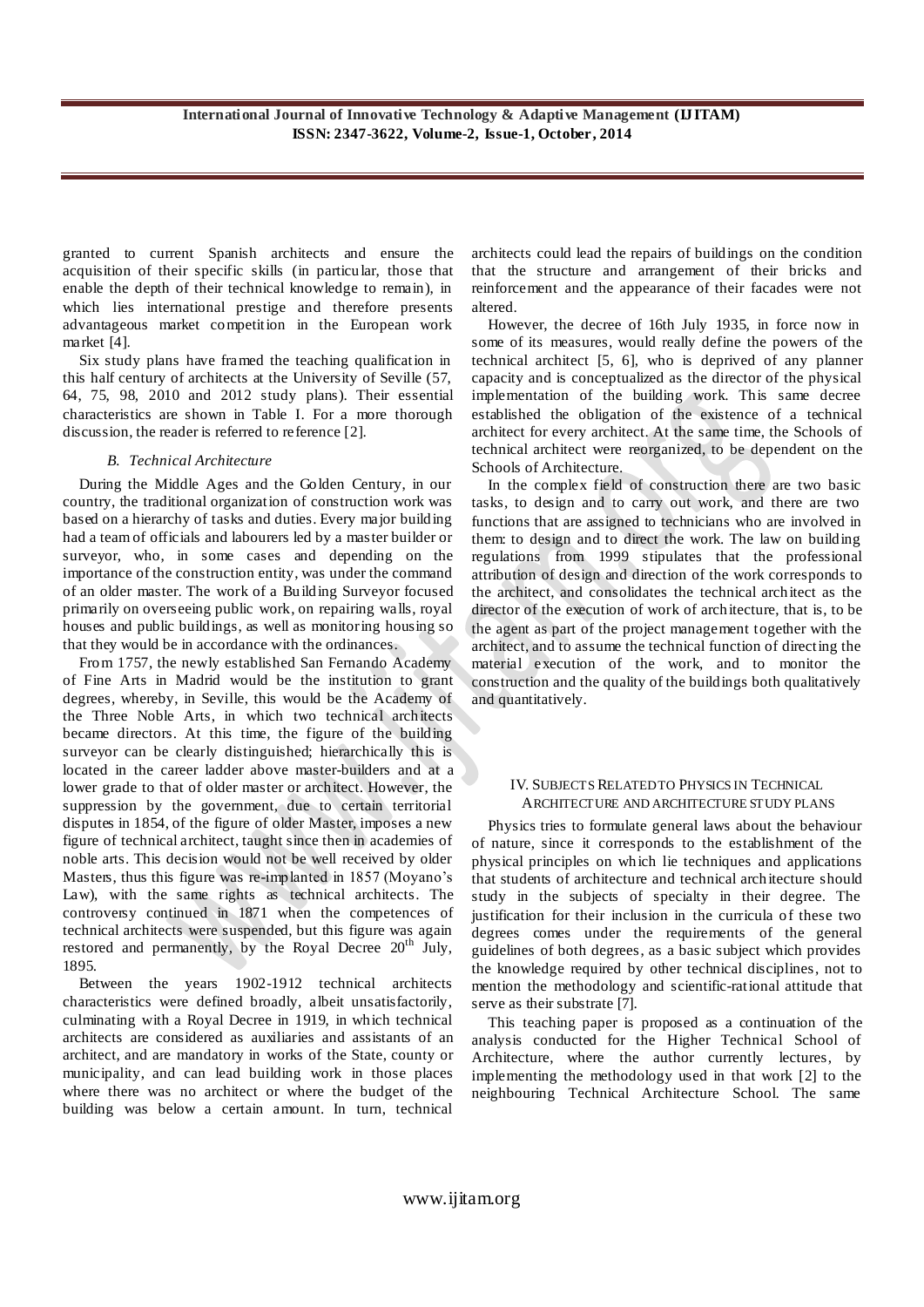granted to current Spanish architects and ensure the acquisition of their specific skills (in particular, those that enable the depth of their technical knowledge to remain), in which lies international prestige and therefore presents advantageous market competition in the European work market [4].

Six study plans have framed the teaching qualification in this half century of architects at the University of Seville (57, 64, 75, 98, 2010 and 2012 study plans). Their essential characteristics are shown in Table I. For a more thorough discussion, the reader is referred to reference [2].

### *B. Technical Architecture*

During the Middle Ages and the Golden Century, in our country, the traditional organization of construction work was based on a hierarchy of tasks and duties. Every major building had a team of officials and labourers led by a master builder or surveyor, who, in some cases and depending on the importance of the construction entity, was under the command of an older master. The work of a Building Surveyor focused primarily on overseeing public work, on repairing walls, royal houses and public buildings, as well as monitoring housing so that they would be in accordance with the ordinances.

From 1757, the newly established San Fernando Academy of Fine Arts in Madrid would be the institution to grant degrees, whereby, in Seville, this would be the Academy of the Three Noble Arts, in which two technical architects became directors. At this time, the figure of the building surveyor can be clearly distinguished; hierarchically this is located in the career ladder above master-builders and at a lower grade to that of older master or architect. However, the suppression by the government, due to certain territorial disputes in 1854, of the figure of older Master, imposes a new figure of technical architect, taught since then in academies of noble arts. This decision would not be well received by older Masters, thus this figure was re-implanted in 1857 (Moyano's Law), with the same rights as technical architects. The controversy continued in 1871 when the competences of technical architects were suspended, but this figure was again restored and permanently, by the Royal Decree 20th July, 1895.

Between the years 1902-1912 technical architects characteristics were defined broadly, albeit unsatisfactorily, culminating with a Royal Decree in 1919, in which technical architects are considered as auxiliaries and assistants of an architect, and are mandatory in works of the State, county or municipality, and can lead building work in those places where there was no architect or where the budget of the building was below a certain amount. In turn, technical architects could lead the repairs of buildings on the condition that the structure and arrangement of their bricks and reinforcement and the appearance of their facades were not altered.

However, the decree of 16th July 1935, in force now in some of its measures, would really define the powers of the technical architect [5, 6], who is deprived of any planner capacity and is conceptualized as the director of the physical implementation of the building work. This same decree established the obligation of the existence of a technical architect for every architect. At the same time, the Schools of technical architect were reorganized, to be dependent on the Schools of Architecture.

In the complex field of construction there are two basic tasks, to design and to carry out work, and there are two functions that are assigned to technicians who are involved in them: to design and to direct the work. The law on building regulations from 1999 stipulates that the professional attribution of design and direction of the work corresponds to the architect, and consolidates the technical architect as the director of the execution of work of architecture, that is, to be the agent as part of the project management together with the architect, and to assume the technical function of directing the material execution of the work, and to monitor the construction and the quality of the buildings both qualitatively and quantitatively.

## IV. Subjects Related to Physics in Technical Architecture and Architecture Study Plans

Physics tries to formulate general laws about the behaviour of nature, since it corresponds to the establishment of the physical principles on which lie techniques and applications that students of architecture and technical architecture should study in the subjects of specialty in their degree. The justification for their inclusion in the curricula of these two degrees comes under the requirements of the general guidelines of both degrees, as a basic subject which provides the knowledge required by other technical disciplines, not to mention the methodology and scientific-rational attitude that serve as their substrate [7].

This teaching paper is proposed as a continuation of the analysis conducted for the Higher Technical School of Architecture, where the author currently lectures, by implementing the methodology used in that work [2] to the neighbouring Technical Architecture School. The same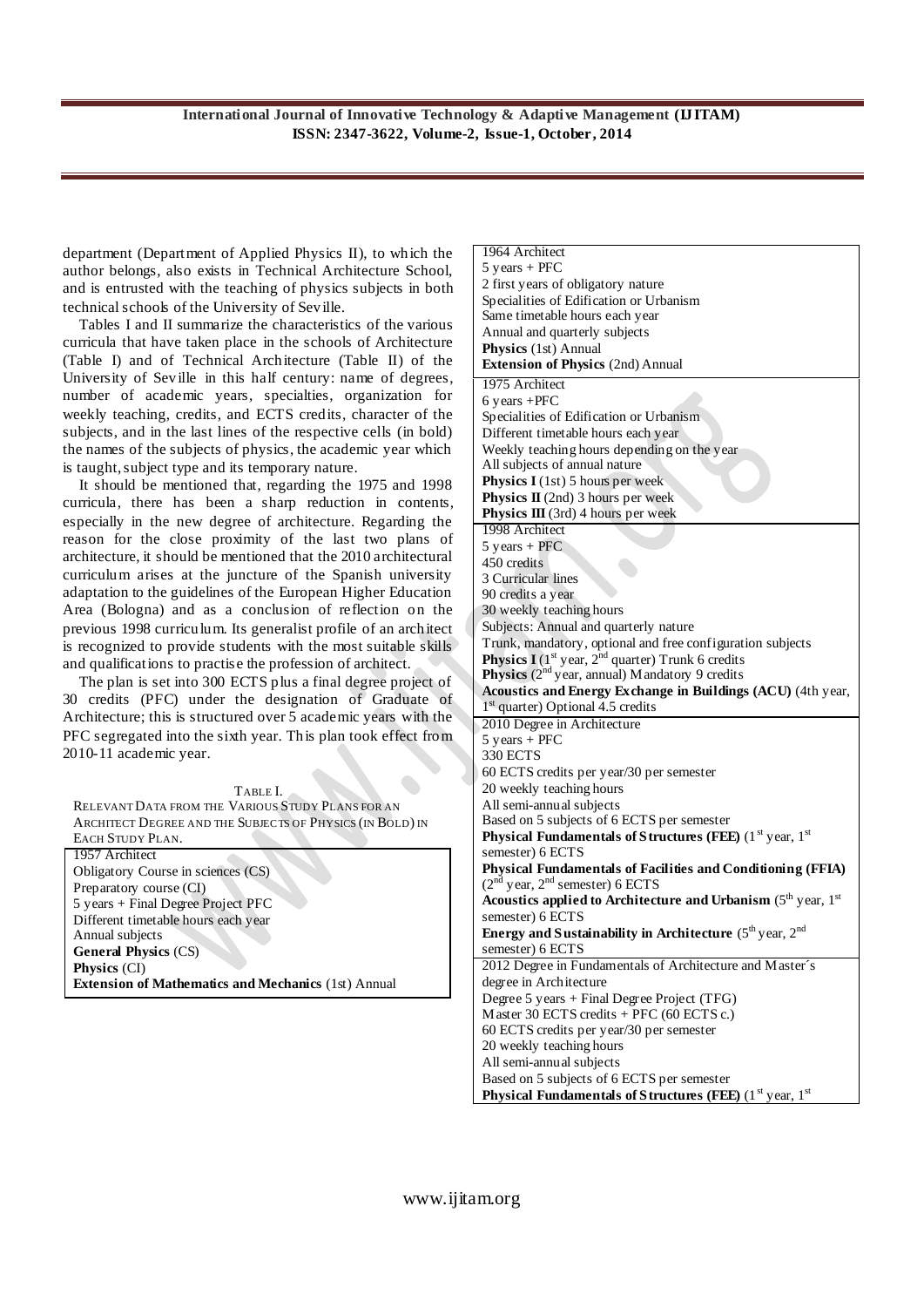department (Department of Applied Physics II), to which the author belongs, also exists in Technical Architecture School, and is entrusted with the teaching of physics subjects in both technical schools of the University of Seville.

Tables I and II summarize the characteristics of the various curricula that have taken place in the schools of Architecture (Table I) and of Technical Architecture (Table II) of the University of Seville in this half century: name of degrees, number of academic years, specialties, organization for weekly teaching, credits, and ECTS credits, character of the subjects, and in the last lines of the respective cells (in bold) the names of the subjects of physics, the academic year which is taught, subject type and its temporary nature.

It should be mentioned that, regarding the 1975 and 1998 curricula, there has been a sharp reduction in contents, especially in the new degree of architecture. Regarding the reason for the close proximity of the last two plans of architecture, it should be mentioned that the 2010 architectural curriculum arises at the juncture of the Spanish university adaptation to the guidelines of the European Higher Education Area (Bologna) and as a conclusion of reflection on the previous 1998 curriculum. Its generalist profile of an architect is recognized to provide students with the most suitable skills and qualifications to practise the profession of architect.

The plan is set into 300 ECTS plus a final degree project of 30 credits (PFC) under the designation of Graduate of Architecture; this is structured over 5 academic years with the PFC segregated into the sixth year. This plan took effect from 2010-11 academic year.

TABLE I.
RELEVANT DATA FROM THE VARIOUS STUDY PLANS FOR AN ARCHITECT DEGREE AND THE SUBJECTS OF PHYSICS (IN BOLD) IN EACH STUDY PLAN.

| |
|---|
| 1957 Architect<br>Obligatory Course in sciences (CS)<br>Preparatory course (CI)<br>5 years + Final Degree Project PFC<br>Different timetable hours each year<br>Annual subjects<br>**General Physics** (CS)<br>**Physics** (CI)<br>**Extension of Mathematics and Mechanics** (1st) Annual |
| 1964 Architect<br>5 years + PFC<br>2 first years of obligatory nature<br>Specialities of Edification or Urbanism<br>Same timetable hours each year<br>Annual and quarterly subjects<br>**Physics** (1st) Annual<br>**Extension of Physics** (2nd) Annual |
| 1975 Architect<br>6 years +PFC<br>Specialities of Edification or Urbanism<br>Different timetable hours each year<br>Weekly teaching hours depending on the year<br>All subjects of annual nature<br>**Physics I** (1st) 5 hours per week<br>**Physics II** (2nd) 3 hours per week<br>**Physics III** (3rd) 4 hours per week |
| 1998 Architect<br>5 years + PFC<br>450 credits<br>3 Curricular lines<br>90 credits a year<br>30 weekly teaching hours<br>Subjects: Annual and quarterly nature<br>Trunk, mandatory, optional and free configuration subjects<br>**Physics I** (1st year, 2nd quarter) Trunk 6 credits<br>**Physics** (2nd year, annual) Mandatory 9 credits<br>**Acoustics and Energy Exchange in Buildings (ACU)** (4th year, 1st quarter) Optional 4.5 credits |
| 2010 Degree in Architecture<br>5 years + PFC<br>330 ECTS<br>60 ECTS credits per year/30 per semester<br>20 weekly teaching hours<br>All semi-annual subjects<br>Based on 5 subjects of 6 ECTS per semester<br>**Physical Fundamentals of Structures (FEE)** (1st year, 1st semester) 6 ECTS<br>**Physical Fundamentals of Facilities and Conditioning (FFIA)** (2nd year, 2nd semester) 6 ECTS<br>**Acoustics applied to Architecture and Urbanism** (5th year, 1st semester) 6 ECTS<br>**Energy and Sustainability in Architecture** (5th year, 2nd semester) 6 ECTS |
| 2012 Degree in Fundamentals of Architecture and Master´s degree in Architecture<br>Degree 5 years + Final Degree Project (TFG)<br>Master 30 ECTS credits + PFC (60 ECTS c.)<br>60 ECTS credits per year/30 per semester<br>20 weekly teaching hours<br>All semi-annual subjects<br>Based on 5 subjects of 6 ECTS per semester<br>**Physical Fundamentals of Structures (FEE)** (1st year, 1st |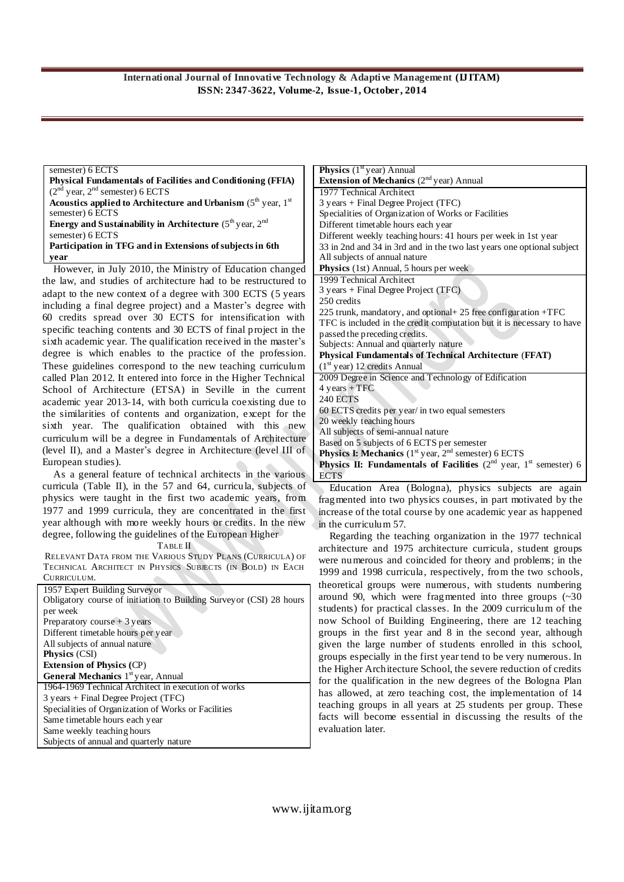semester) 6 ECTS
**Physical Fundamentals of Facilities and Conditioning (FFIA)** (2nd year, 2nd semester) 6 ECTS
**Acoustics applied to Architecture and Urbanism** (5th year, 1st semester) 6 ECTS
**Energy and Sustainability in Architecture** (5th year, 2nd semester) 6 ECTS
**Participation in TFG and in Extensions of subjects in 6th year**

However, in July 2010, the Ministry of Education changed the law, and studies of architecture had to be restructured to adapt to the new context of a degree with 300 ECTS (5 years including a final degree project) and a Master's degree with 60 credits spread over 30 ECTS for intensification with specific teaching contents and 30 ECTS of final project in the sixth academic year. The qualification received in the master's degree is which enables to the practice of the profession. These guidelines correspond to the new teaching curriculum called Plan 2012. It entered into force in the Higher Technical School of Architecture (ETSA) in Seville in the current academic year 2013-14, with both curricula coexisting due to the similarities of contents and organization, except for the sixth year. The qualification obtained with this new curriculum will be a degree in Fundamentals of Architecture (level II), and a Master's degree in Architecture (level III of European studies).

As a general feature of technical architects in the various curricula (Table II), in the 57 and 64, curricula, subjects of physics were taught in the first two academic years, from 1977 and 1999 curricula, they are concentrated in the first year although with more weekly hours or credits. In the new degree, following the guidelines of the European Higher Education Area (Bologna), physics subjects are again fragmented into two physics courses, in part motivated by the increase of the total course by one academic year as happened in the curriculum 57.

TABLE II
RELEVANT DATA FROM THE VARIOUS STUDY PLANS (CURRICULA) OF TECHNICAL ARCHITECT IN PHYSICS SUBJECTS (IN BOLD) IN EACH CURRICULUM.

| Curriculum |
|---|
| 1957 Expert Building Surveyor<br>Obligatory course of initiation to Building Surveyor (CSI) 28 hours per week<br>Preparatory course + 3 years<br>Different timetable hours per year<br>All subjects of annual nature<br>**Physics** (CSI)<br>**Extension of Physics (**CP)<br>**General Mechanics** 1st year, Annual |
| 1964-1969 Technical Architect in execution of works<br>3 years + Final Degree Project (TFC)<br>Specialities of Organization of Works or Facilities<br>Same timetable hours each year<br>Same weekly teaching hours<br>Subjects of annual and quarterly nature<br>**Physics** (1st year) Annual<br>**Extension of Mechanics** (2nd year) Annual |
| 1977 Technical Architect<br>3 years + Final Degree Project (TFC)<br>Specialities of Organization of Works or Facilities<br>Different timetable hours each year<br>Different weekly teaching hours: 41 hours per week in 1st year<br>33 in 2nd and 34 in 3rd and in the two last years one optional subject<br>All subjects of annual nature<br>**Physics** (1st) Annual, 5 hours per week |
| 1999 Technical Architect<br>3 years + Final Degree Project (TFC)<br>250 credits<br>225 trunk, mandatory, and optional+ 25 free configuration +TFC<br>TFC is included in the credit computation but it is necessary to have passed the preceding credits.<br>Subjects: Annual and quarterly nature<br>**Physical Fundamentals of Technical Architecture (FFAT)** (1st year) 12 credits Annual |
| 2009 Degree in Science and Technology of Edification<br>4 years + TFC<br>240 ECTS<br>60 ECTS credits per year/ in two equal semesters<br>20 weekly teaching hours<br>All subjects of semi-annual nature<br>Based on 5 subjects of 6 ECTS per semester<br>**Physics I: Mechanics** (1st year, 2nd semester) 6 ECTS<br>**Physics II: Fundamentals of Facilities** (2nd year, 1st semester) 6 ECTS |

Regarding the teaching organization in the 1977 technical architecture and 1975 architecture curricula, student groups were numerous and coincided for theory and problems; in the 1999 and 1998 curricula, respectively, from the two schools, theoretical groups were numerous, with students numbering around 90, which were fragmented into three groups (~30 students) for practical classes. In the 2009 curriculum of the now School of Building Engineering, there are 12 teaching groups in the first year and 8 in the second year, although given the large number of students enrolled in this school, groups especially in the first year tend to be very numerous. In the Higher Architecture School, the severe reduction of credits for the qualification in the new degrees of the Bologna Plan has allowed, at zero teaching cost, the implementation of 14 teaching groups in all years at 25 students per group. These facts will become essential in discussing the results of the evaluation later.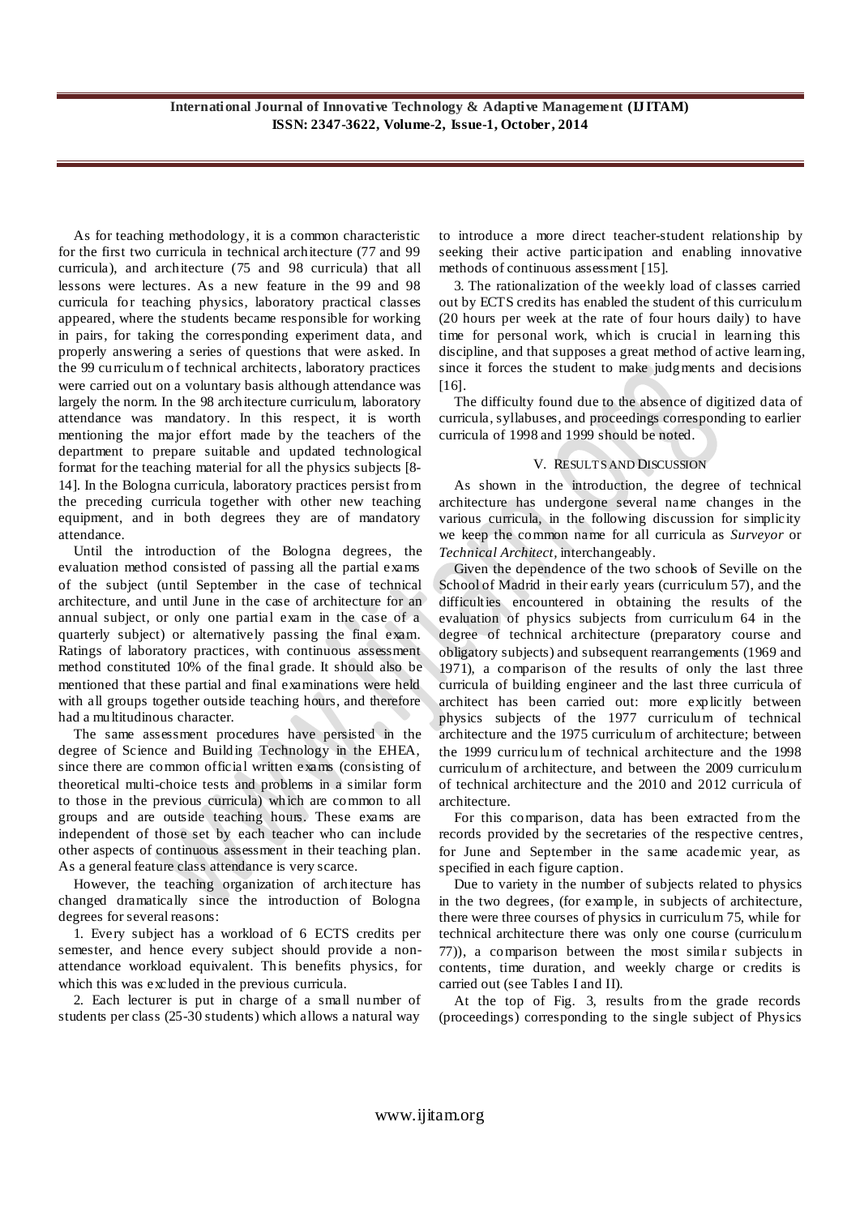As for teaching methodology, it is a common characteristic for the first two curricula in technical architecture (77 and 99 curricula), and architecture (75 and 98 curricula) that all lessons were lectures. As a new feature in the 99 and 98 curricula for teaching physics, laboratory practical classes appeared, where the students became responsible for working in pairs, for taking the corresponding experiment data, and properly answering a series of questions that were asked. In the 99 curriculum of technical architects, laboratory practices were carried out on a voluntary basis although attendance was largely the norm. In the 98 architecture curriculum, laboratory attendance was mandatory. In this respect, it is worth mentioning the major effort made by the teachers of the department to prepare suitable and updated technological format for the teaching material for all the physics subjects [8-14]. In the Bologna curricula, laboratory practices persist from the preceding curricula together with other new teaching equipment, and in both degrees they are of mandatory attendance.

Until the introduction of the Bologna degrees, the evaluation method consisted of passing all the partial exams of the subject (until September in the case of technical architecture, and until June in the case of architecture for an annual subject, or only one partial exam in the case of a quarterly subject) or alternatively passing the final exam. Ratings of laboratory practices, with continuous assessment method constituted 10% of the final grade. It should also be mentioned that these partial and final examinations were held with all groups together outside teaching hours, and therefore had a multitudinous character.

The same assessment procedures have persisted in the degree of Science and Building Technology in the EHEA, since there are common official written exams (consisting of theoretical multi-choice tests and problems in a similar form to those in the previous curricula) which are common to all groups and are outside teaching hours. These exams are independent of those set by each teacher who can include other aspects of continuous assessment in their teaching plan. As a general feature class attendance is very scarce.

However, the teaching organization of architecture has changed dramatically since the introduction of Bologna degrees for several reasons:

1. Every subject has a workload of 6 ECTS credits per semester, and hence every subject should provide a non-attendance workload equivalent. This benefits physics, for which this was excluded in the previous curricula.

2. Each lecturer is put in charge of a small number of students per class (25-30 students) which allows a natural way to introduce a more direct teacher-student relationship by seeking their active participation and enabling innovative methods of continuous assessment [15].

3. The rationalization of the weekly load of classes carried out by ECTS credits has enabled the student of this curriculum (20 hours per week at the rate of four hours daily) to have time for personal work, which is crucial in learning this discipline, and that supposes a great method of active learning, since it forces the student to make judgments and decisions [16].

The difficulty found due to the absence of digitized data of curricula, syllabuses, and proceedings corresponding to earlier curricula of 1998 and 1999 should be noted.

## V. Results and Discussion

As shown in the introduction, the degree of technical architecture has undergone several name changes in the various curricula, in the following discussion for simplicity we keep the common name for all curricula as *Surveyor* or *Technical Architect*, interchangeably.

Given the dependence of the two schools of Seville on the School of Madrid in their early years (curriculum 57), and the difficulties encountered in obtaining the results of the evaluation of physics subjects from curriculum 64 in the degree of technical architecture (preparatory course and obligatory subjects) and subsequent rearrangements (1969 and 1971), a comparison of the results of only the last three curricula of building engineer and the last three curricula of architect has been carried out: more explicitly between physics subjects of the 1977 curriculum of technical architecture and the 1975 curriculum of architecture; between the 1999 curriculum of technical architecture and the 1998 curriculum of architecture, and between the 2009 curriculum of technical architecture and the 2010 and 2012 curricula of architecture.

For this comparison, data has been extracted from the records provided by the secretaries of the respective centres, for June and September in the same academic year, as specified in each figure caption.

Due to variety in the number of subjects related to physics in the two degrees, (for example, in subjects of architecture, there were three courses of physics in curriculum 75, while for technical architecture there was only one course (curriculum 77)), a comparison between the most similar subjects in contents, time duration, and weekly charge or credits is carried out (see Tables I and II).

At the top of Fig. 3, results from the grade records (proceedings) corresponding to the single subject of Physics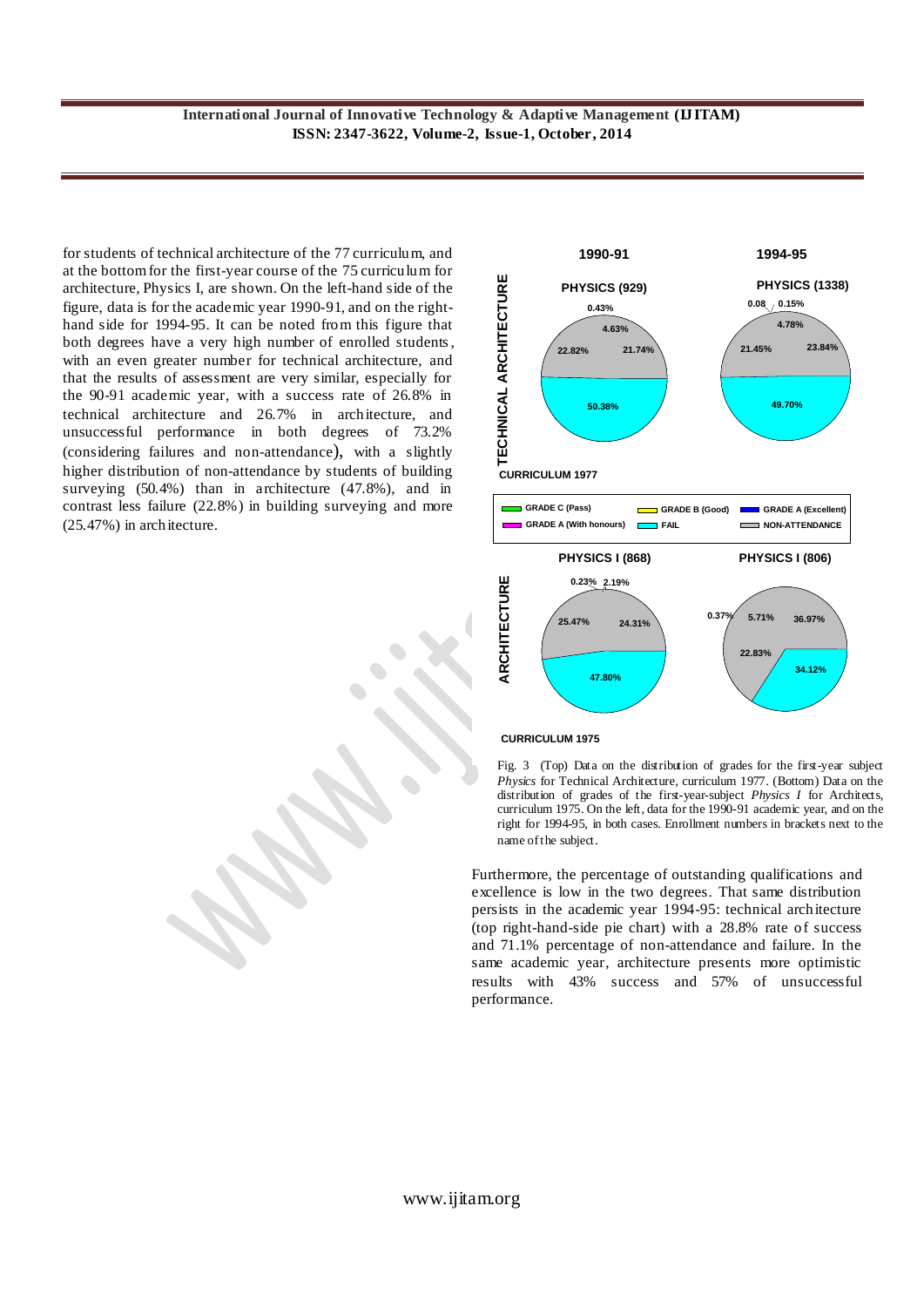for students of technical architecture of the 77 curriculum, and at the bottom for the first-year course of the 75 curriculum for architecture, Physics I, are shown. On the left-hand side of the figure, data is for the academic year 1990-91, and on the right-hand side for 1994-95. It can be noted from this figure that both degrees have a very high number of enrolled students, with an even greater number for technical architecture, and that the results of assessment are very similar, especially for the 90-91 academic year, with a success rate of 26.8% in technical architecture and 26.7% in architecture, and unsuccessful performance in both degrees of 73.2% (considering failures and non-attendance), with a slightly higher distribution of non-attendance by students of building surveying (50.4%) than in architecture (47.8%), and in contrast less failure (22.8%) in building surveying and more (25.47%) in architecture.

Fig. 3 (Top) Data on the distribution of grades for the first-year subject *Physics* for Technical Architecture, curriculum 1977. (Bottom) Data on the distribution of grades of the first-year-subject *Physics I* for Architects, curriculum 1975. On the left, data for the 1990-91 academic year, and on the right for 1994-95, in both cases. Enrollment numbers in brackets next to the name of the subject.

Furthermore, the percentage of outstanding qualifications and excellence is low in the two degrees. That same distribution persists in the academic year 1994-95: technical architecture (top right-hand-side pie chart) with a 28.8% rate of success and 71.1% percentage of non-attendance and failure. In the same academic year, architecture presents more optimistic results with 43% success and 57% of unsuccessful performance.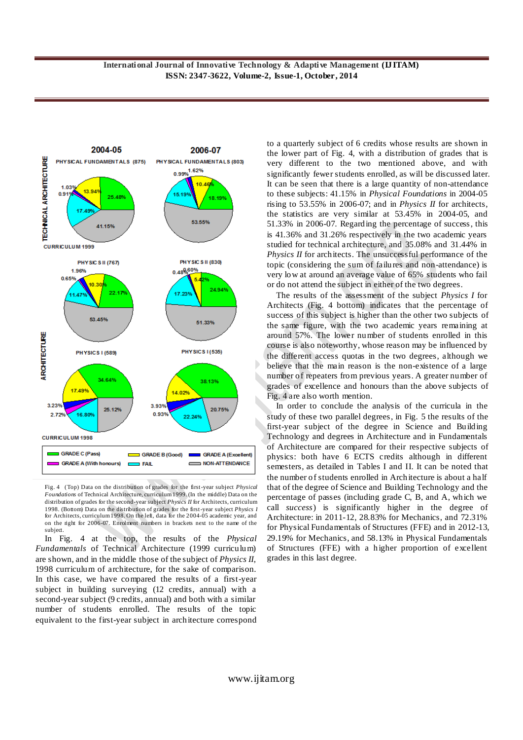Fig. 4 (Top) Data on the distribution of grades for the first-year subject *Physical Foundations* of Technical Architecture, curriculum 1999. (In the middle) Data on the distribution of grades for the second-year subject *Physics II* for Architects, curriculum 1998. (Bottom) Data on the distribution of grades for the first-year subject *Physics I* for Architects, curriculum 1998. On the left, data for the 2004-05 academic year, and on the right for 2006-07. Enrolment numbers in brackets next to the name of the subject.

In Fig. 4 at the top, the results of the *Physical Fundamentals* of Technical Architecture (1999 curriculum) are shown, and in the middle those of the subject of *Physics II*, 1998 curriculum of architecture, for the sake of comparison. In this case, we have compared the results of a first-year subject in building surveying (12 credits, annual) with a second-year subject (9 credits, annual) and both with a similar number of students enrolled. The results of the topic equivalent to the first-year subject in architecture correspond to a quarterly subject of 6 credits whose results are shown in the lower part of Fig. 4, with a distribution of grades that is very different to the two mentioned above, and with significantly fewer students enrolled, as will be discussed later. It can be seen that there is a large quantity of non-attendance to these subjects: 41.15% in *Physical Foundations* in 2004-05 rising to 53.55% in 2006-07; and in *Physics II* for architects, the statistics are very similar at 53.45% in 2004-05, and 51.33% in 2006-07. Regarding the percentage of success, this is 41.36% and 31.26% respectively in the two academic years studied for technical architecture, and 35.08% and 31.44% in *Physics II* for architects. The unsuccessful performance of the topic (considering the sum of failures and non-attendance) is very low at around an average value of 65% students who fail or do not attend the subject in either of the two degrees.

The results of the assessment of the subject *Physics I* for Architects (Fig. 4 bottom) indicates that the percentage of success of this subject is higher than the other two subjects of the same figure, with the two academic years remaining at around 57%. The lower number of students enrolled in this course is also noteworthy, whose reason may be influenced by the different access quotas in the two degrees, although we believe that the main reason is the non-existence of a large number of repeaters from previous years. A greater number of grades of excellence and honours than the above subjects of Fig. 4 are also worth mention.

In order to conclude the analysis of the curricula in the study of these two parallel degrees, in Fig. 5 the results of the first-year subject of the degree in Science and Building Technology and degrees in Architecture and in Fundamentals of Architecture are compared for their respective subjects of physics: both have 6 ECTS credits although in different semesters, as detailed in Tables I and II. It can be noted that the number of students enrolled in Architecture is about a half that of the degree of Science and Building Technology and the percentage of passes (including grade C, B, and A, which we call *success*) is significantly higher in the degree of Architecture: in 2011-12, 28.83% for Mechanics, and 72.31% for Physical Fundamentals of Structures (FFE) and in 2012-13, 29.19% for Mechanics, and 58.13% in Physical Fundamentals of Structures (FFE) with a higher proportion of excellent grades in this last degree.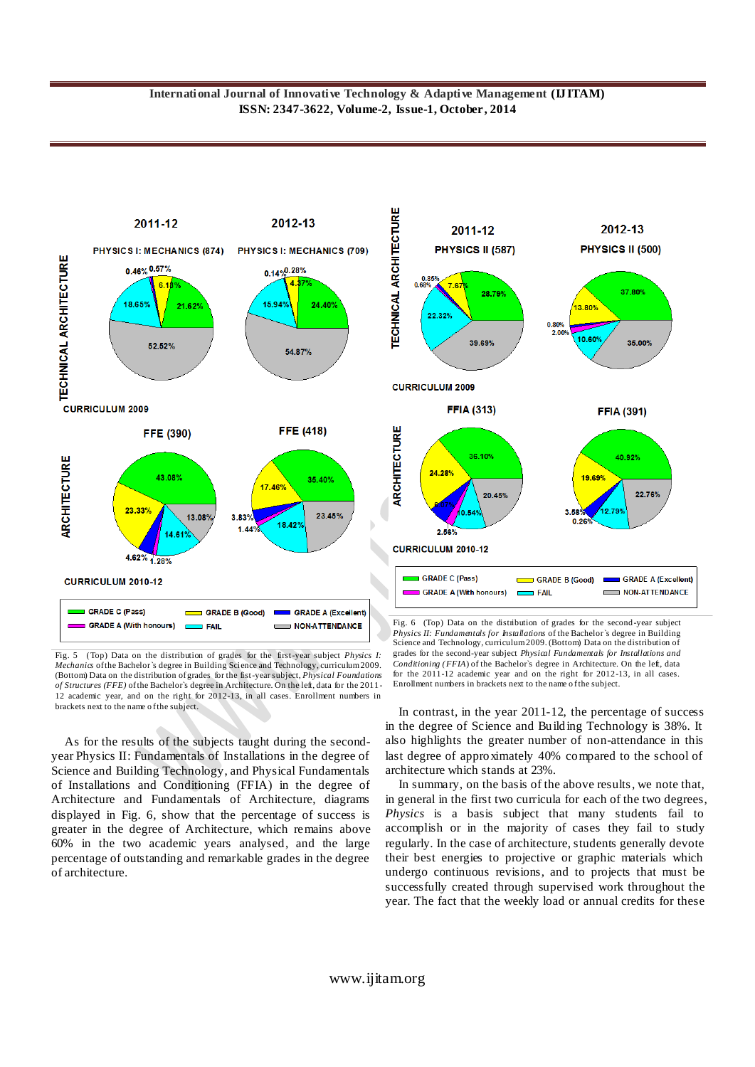Fig. 5 (Top) Data on the distribution of grades for the first-year subject *Physics I: Mechanics* of the Bachelor's degree in Building Science and Technology, curriculum 2009. (Bottom) Data on the distribution of grades for the fist-year subject, *Physical Foundations of Structures (FFE)* of the Bachelor's degree in Architecture. On the left, data for the 2011-12 academic year, and on the right for 2012-13, in all cases. Enrollment numbers in brackets next to the name of the subject.

Fig. 6 (Top) Data on the distibution of grades for the second-year subject *Physics II: Fundamentals for Installations* of the Bachelor's degree in Building Science and Technology, curriculum 2009. (Bottom) Data on the distribution of grades for the second-year subject *Physical Fundamentals for Installations and Conditioning (FFIA)* of the Bachelor's degree in Architecture. On the left, data for the 2011-12 academic year and on the right for 2012-13, in all cases. Enrollment numbers in brackets next to the name of the subject.

As for the results of the subjects taught during the second-year Physics II: Fundamentals of Installations in the degree of Science and Building Technology, and Physical Fundamentals of Installations and Conditioning (FFIA) in the degree of Architecture and Fundamentals of Architecture, diagrams displayed in Fig. 6, show that the percentage of success is greater in the degree of Architecture, which remains above 60% in the two academic years analysed, and the large percentage of outstanding and remarkable grades in the degree of architecture.

In contrast, in the year 2011-12, the percentage of success in the degree of Science and Building Technology is 38%. It also highlights the greater number of non-attendance in this last degree of approximately 40% compared to the school of architecture which stands at 23%.

In summary, on the basis of the above results, we note that, in general in the first two curricula for each of the two degrees, *Physics* is a basis subject that many students fail to accomplish or in the majority of cases they fail to study regularly. In the case of architecture, students generally devote their best energies to projective or graphic materials which undergo continuous revisions, and to projects that must be successfully created through supervised work throughout the year. The fact that the weekly load or annual credits for these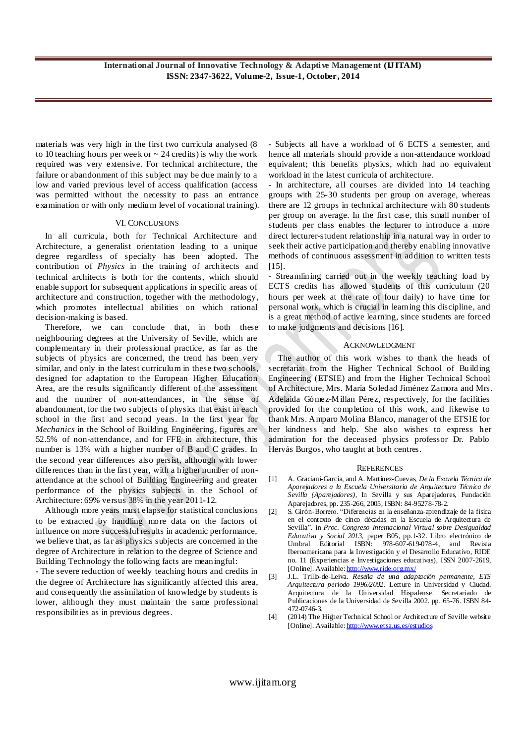materials was very high in the first two curricula analysed (8 to 10 teaching hours per week or ~ 24 credits) is why the work required was very extensive. For technical architecture, the failure or abandonment of this subject may be due mainly to a low and varied previous level of access qualification (access was permitted without the necessity to pass an entrance examination or with only medium level of vocational training).

## VI. Conclusions

In all curricula, both for Technical Architecture and Architecture, a generalist orientation leading to a unique degree regardless of specialty has been adopted. The contribution of *Physics* in the training of architects and technical architects is both for the contents, which should enable support for subsequent applications in specific areas of architecture and construction, together with the methodology, which promotes intellectual abilities on which rational decision-making is based.

Therefore, we can conclude that, in both these neighbouring degrees at the University of Seville, which are complementary in their professional practice, as far as the subjects of physics are concerned, the trend has been very similar, and only in the latest curriculum in these two schools, designed for adaptation to the European Higher Education Area, are the results significantly different of the assessment and the number of non-attendances, in the sense of abandonment, for the two subjects of physics that exist in each school in the first and second years. In the first year for *Mechanics* in the School of Building Engineering, figures are 52.5% of non-attendance, and for FFE in architecture, this number is 13% with a higher number of B and C grades. In the second year differences also persist, although with lower differences than in the first year, with a higher number of non-attendance at the school of Building Engineering and greater performance of the physics subjects in the School of Architecture: 69% versus 38% in the year 2011-12.

Although more years must elapse for statistical conclusions to be extracted by handling more data on the factors of influence on more successful results in academic performance, we believe that, as far as physics subjects are concerned in the degree of Architecture in relation to the degree of Science and Building Technology the following facts are meaningful:

- The severe reduction of weekly teaching hours and credits in the degree of Architecture has significantly affected this area, and consequently the assimilation of knowledge by students is lower, although they must maintain the same professional responsibilities as in previous degrees.
- Subjects all have a workload of 6 ECTS a semester, and hence all materials should provide a non-attendance workload equivalent; this benefits physics, which had no equivalent workload in the latest curricula of architecture.
- In architecture, all courses are divided into 14 teaching groups with 25-30 students per group on average, whereas there are 12 groups in technical architecture with 80 students per group on average. In the first case, this small number of students per class enables the lecturer to introduce a more direct lecturer-student relationship in a natural way in order to seek their active participation and thereby enabling innovative methods of continuous assessment in addition to written tests [15].
- Streamlining carried out in the weekly teaching load by ECTS credits has allowed students of this curriculum (20 hours per week at the rate of four daily) to have time for personal work, which is crucial in learning this discipline, and is a great method of active learning, since students are forced to make judgments and decisions [16].

## Acknowledgment

The author of this work wishes to thank the heads of secretariat from the Higher Technical School of Building Engineering (ETSIE) and from the Higher Technical School of Architecture, Mrs. María Soledad Jiménez Zamora and Mrs. Adelaida Gómez-Millan Pérez, respectively, for the facilities provided for the completion of this work, and likewise to thank Mrs. Amparo Molina Blanco, manager of the ETSIE for her kindness and help. She also wishes to express her admiration for the deceased physics professor Dr. Pablo Hervás Burgos, who taught at both centres.

## References

[1] A. Graciani-García, and A. Martínez-Cuevas, *De la Escuela Técnica de Aparejadores a la Escuela Universitaria de Arquitectura Técnica de Sevilla (Aparejadores)*, In Sevilla y sus Aparejadores, Fundación Aparejadores, pp. 235-266, 2005, ISBN: 84-95278-78-2.

[2] S. Girón-Borrero. "Diferencias en la enseñanza-aprendizaje de la física en el contexto de cinco décadas en la Escuela de Arquitectura de Sevilla". in *Proc. Congreso Internacional Virtual sobre Desigualdad Educativa y Social 2013*, paper B05, pp.1-32. Libro electrónico de Umbral Editorial ISBN: 978-607-619-078-4, and Revista Iberoamericana para la Investigación y el Desarrollo Educativo, RIDE no. 11 (Experiencias e Investigaciones educativas), ISSN 2007-2619, [Online]. Available: http://www.ride.org.mx/

[3] J.L. Trillo-de-Leiva. *Reseña de una adaptación permanente, ETS Arquitectura periodo 1996/2002*. Lecture in Universidad y Ciudad. Arquitectura de la Universidad Hispalense. Secretariado de Publicaciones de la Universidad de Sevilla 2002. pp. 65-76. ISBN 84-472-0746-3.

[4] (2014) The Higher Technical School or Architecture of Seville website [Online]. Available: http://www.etsa.us.es/estudios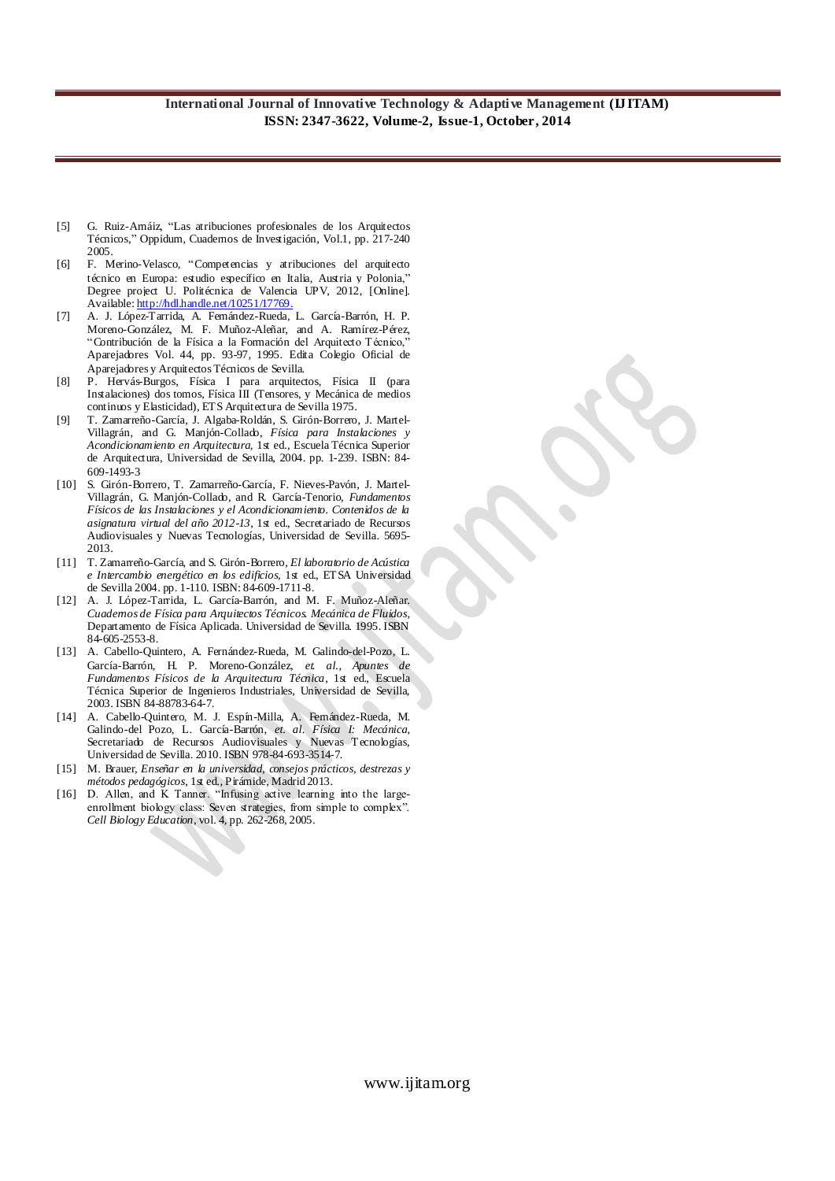[5] G. Ruiz-Amáiz, "Las atribuciones profesionales de los Arquitectos Técnicos," Oppidum, Cuadernos de Investigación, Vol.1, pp. 217-240 2005.

[6] F. Merino-Velasco, "Competencias y atribuciones del arquitecto técnico en Europa: estudio específico en Italia, Austria y Polonia," Degree project U. Politécnica de Valencia UPV, 2012, [Online]. Available: http://hdl.handle.net/10251/17769.

[7] A. J. López-Tarrida, A. Fernández-Rueda, L. García-Barrón, H. P. Moreno-González, M. F. Muñoz-Aleñar, and A. Ramírez-Pérez, "Contribución de la Física a la Formación del Arquitecto Técnico," Aparejadores Vol. 44, pp. 93-97, 1995. Edita Colegio Oficial de Aparejadores y Arquitectos Técnicos de Sevilla.

[8] P. Hervás-Burgos, Física I para arquitectos, Física II (para Instalaciones) dos tomos, Física III (Tensores, y Mecánica de medios continuos y Elasticidad), ETS Arquitectura de Sevilla 1975.

[9] T. Zamarreño-García, J. Algaba-Roldán, S. Girón-Borrero, J. Martel-Villagrán, and G. Manjón-Collado, *Física para Instalaciones y Acondicionamiento en Arquitectura,* 1st ed., Escuela Técnica Superior de Arquitectura, Universidad de Sevilla, 2004. pp. 1-239. ISBN: 84-609-1493-3

[10] S. Girón-Borrero, T. Zamarreño-García, F. Nieves-Pavón, J. Martel-Villagrán, G. Manjón-Collado, and R. García-Tenorio, *Fundamentos Físicos de las Instalaciones y el Acondicionamiento. Contenidos de la asignatura virtual del año 2012-13*, 1st ed., Secretariado de Recursos Audiovisuales y Nuevas Tecnologías, Universidad de Sevilla. 5695-2013.

[11] T. Zamarreño-García, and S. Girón-Borrero, *El laboratorio de Acústica e Intercambio energético en los edificios*, 1st ed., ETSA Universidad de Sevilla 2004. pp. 1-110. ISBN: 84-609-1711-8.

[12] A. J. López-Tarrida, L. García-Barrón, and M. F. Muñoz-Aleñar. *Cuadernos de Física para Arquitectos Técnicos. Mecánica de Fluidos*, Departamento de Física Aplicada. Universidad de Sevilla. 1995. ISBN 84-605-2553-8.

[13] A. Cabello-Quintero, A. Fernández-Rueda, M. Galindo-del-Pozo, L. García-Barrón, H. P. Moreno-González, *et. al.*, *Apuntes de Fundamentos Físicos de la Arquitectura Técnica*, 1st ed., Escuela Técnica Superior de Ingenieros Industriales, Universidad de Sevilla, 2003. ISBN 84-88783-64-7.

[14] A. Cabello-Quintero, M. J. Espín-Milla, A. Fernández-Rueda, M. Galindo-del Pozo, L. García-Barrón, *et. al*. *Física I: Mecánica*, Secretariado de Recursos Audiovisuales y Nuevas Tecnologías, Universidad de Sevilla. 2010. ISBN 978-84-693-3514-7.

[15] M. Brauer, *Enseñar en la universidad, consejos prácticos, destrezas y métodos pedagógicos*, 1st ed., Pirámide, Madrid 2013.

[16] D. Allen, and K. Tanner. "Infusing active learning into the large-enrollment biology class: Seven strategies, from simple to complex". *Cell Biology Education*, vol. 4, pp. 262-268, 2005.